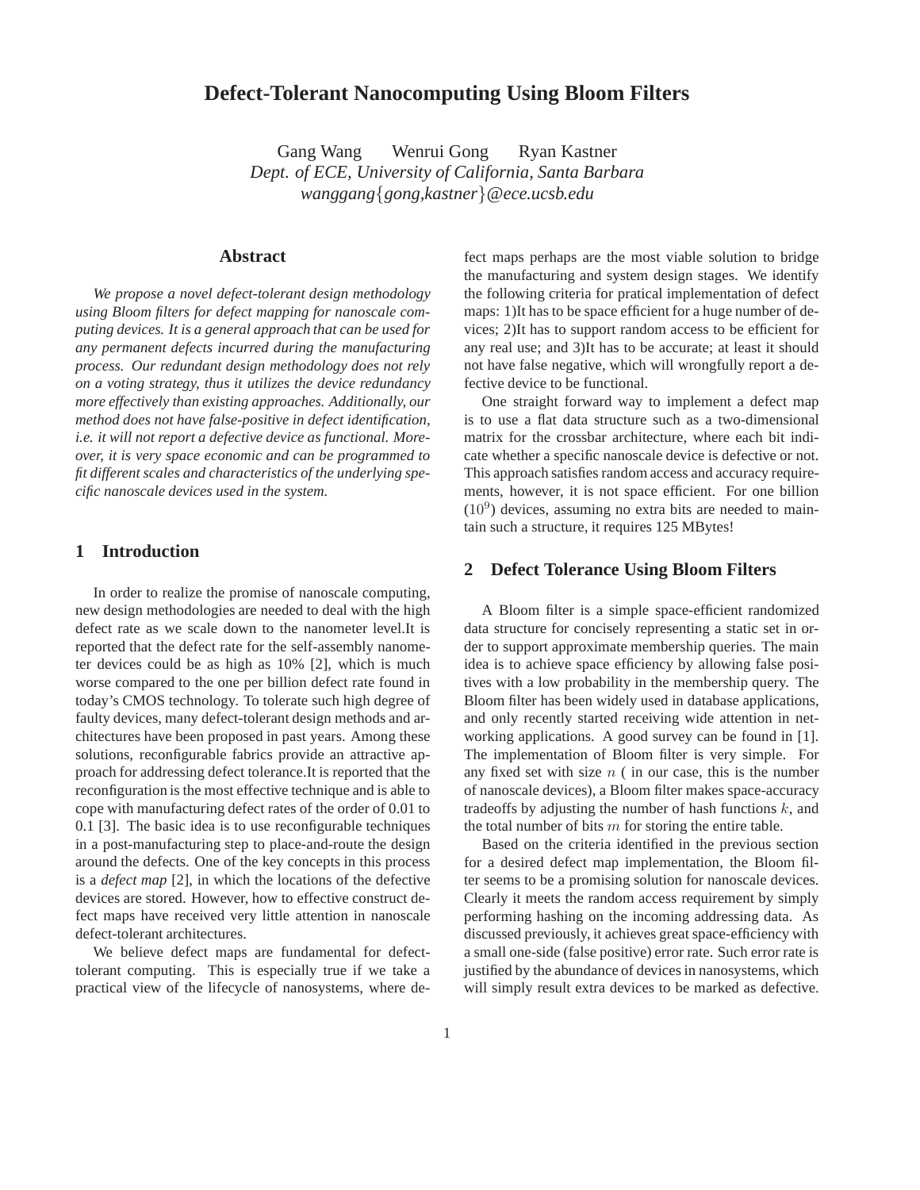# Defect-Tolerant Nanocomputing Using Bloom Filters

Gang Wang Wenrui Gong Ryan Kastner
*Dept. of ECE, University of California, Santa Barbara*
*wanggang{gong,kastner}@ece.ucsb.edu*

## Abstract

*We propose a novel defect-tolerant design methodology using Bloom filters for defect mapping for nanoscale computing devices. It is a general approach that can be used for any permanent defects incurred during the manufacturing process. Our redundant design methodology does not rely on a voting strategy, thus it utilizes the device redundancy more effectively than existing approaches. Additionally, our method does not have false-positive in defect identification, i.e. it will not report a defective device as functional. Moreover, it is very space economic and can be programmed to fit different scales and characteristics of the underlying specific nanoscale devices used in the system.*

## 1 Introduction

In order to realize the promise of nanoscale computing, new design methodologies are needed to deal with the high defect rate as we scale down to the nanometer level.It is reported that the defect rate for the self-assembly nanometer devices could be as high as 10% [2], which is much worse compared to the one per billion defect rate found in today's CMOS technology. To tolerate such high degree of faulty devices, many defect-tolerant design methods and architectures have been proposed in past years. Among these solutions, reconfigurable fabrics provide an attractive approach for addressing defect tolerance.It is reported that the reconfiguration is the most effective technique and is able to cope with manufacturing defect rates of the order of 0.01 to 0.1 [3]. The basic idea is to use reconfigurable techniques in a post-manufacturing step to place-and-route the design around the defects. One of the key concepts in this process is a *defect map* [2], in which the locations of the defective devices are stored. However, how to effective construct defect maps have received very little attention in nanoscale defect-tolerant architectures.

We believe defect maps are fundamental for defect-tolerant computing. This is especially true if we take a practical view of the lifecycle of nanosystems, where defect maps perhaps are the most viable solution to bridge the manufacturing and system design stages. We identify the following criteria for pratical implementation of defect maps: 1)It has to be space efficient for a huge number of devices; 2)It has to support random access to be efficient for any real use; and 3)It has to be accurate; at least it should not have false negative, which will wrongfully report a defective device to be functional.

One straight forward way to implement a defect map is to use a flat data structure such as a two-dimensional matrix for the crossbar architecture, where each bit indicate whether a specific nanoscale device is defective or not. This approach satisfies random access and accuracy requirements, however, it is not space efficient. For one billion ($10^9$) devices, assuming no extra bits are needed to maintain such a structure, it requires 125 MBytes!

## 2 Defect Tolerance Using Bloom Filters

A Bloom filter is a simple space-efficient randomized data structure for concisely representing a static set in order to support approximate membership queries. The main idea is to achieve space efficiency by allowing false positives with a low probability in the membership query. The Bloom filter has been widely used in database applications, and only recently started receiving wide attention in networking applications. A good survey can be found in [1]. The implementation of Bloom filter is very simple. For any fixed set with size $n$ ( in our case, this is the number of nanoscale devices), a Bloom filter makes space-accuracy tradeoffs by adjusting the number of hash functions $k$, and the total number of bits $m$ for storing the entire table.

Based on the criteria identified in the previous section for a desired defect map implementation, the Bloom filter seems to be a promising solution for nanoscale devices. Clearly it meets the random access requirement by simply performing hashing on the incoming addressing data. As discussed previously, it achieves great space-efficiency with a small one-side (false positive) error rate. Such error rate is justified by the abundance of devices in nanosystems, which will simply result extra devices to be marked as defective.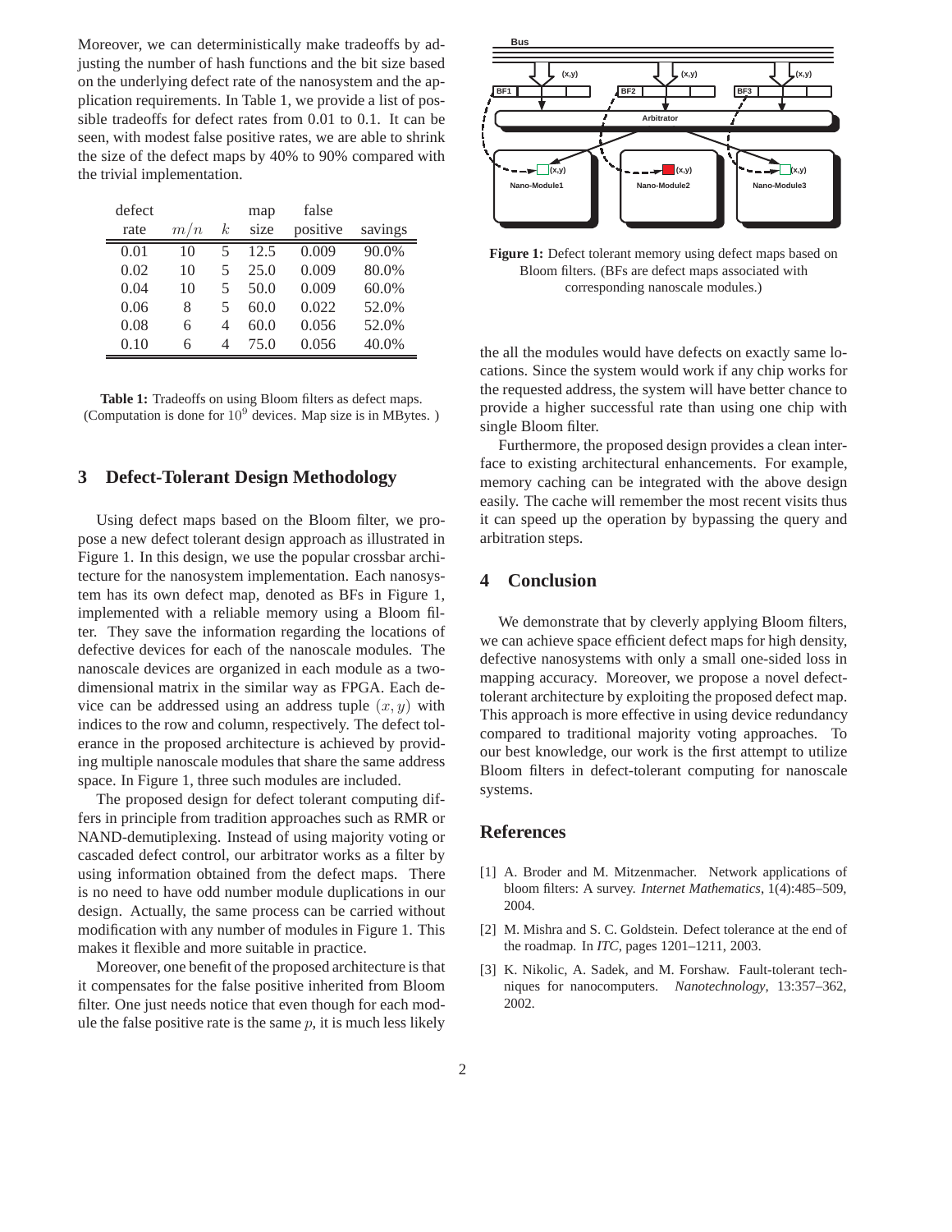Moreover, we can deterministically make tradeoffs by adjusting the number of hash functions and the bit size based on the underlying defect rate of the nanosystem and the application requirements. In Table 1, we provide a list of possible tradeoffs for defect rates from 0.01 to 0.1. It can be seen, with modest false positive rates, we are able to shrink the size of the defect maps by 40% to 90% compared with the trivial implementation.

| defect rate | $m/n$ | $k$ | map size | false positive | savings |
|---|---|---|---|---|---|
| 0.01 | 10 | 5 | 12.5 | 0.009 | 90.0% |
| 0.02 | 10 | 5 | 25.0 | 0.009 | 80.0% |
| 0.04 | 10 | 5 | 50.0 | 0.009 | 60.0% |
| 0.06 | 8 | 5 | 60.0 | 0.022 | 52.0% |
| 0.08 | 6 | 4 | 60.0 | 0.056 | 52.0% |
| 0.10 | 6 | 4 | 75.0 | 0.056 | 40.0% |

**Table 1:** Tradeoffs on using Bloom filters as defect maps. (Computation is done for $10^9$ devices. Map size is in MBytes. )

## 3 Defect-Tolerant Design Methodology

Using defect maps based on the Bloom filter, we propose a new defect tolerant design approach as illustrated in Figure 1. In this design, we use the popular crossbar architecture for the nanosystem implementation. Each nanosystem has its own defect map, denoted as BFs in Figure 1, implemented with a reliable memory using a Bloom filter. They save the information regarding the locations of defective devices for each of the nanoscale modules. The nanoscale devices are organized in each module as a two-dimensional matrix in the similar way as FPGA. Each device can be addressed using an address tuple $(x, y)$ with indices to the row and column, respectively. The defect tolerance in the proposed architecture is achieved by providing multiple nanoscale modules that share the same address space. In Figure 1, three such modules are included.

The proposed design for defect tolerant computing differs in principle from tradition approaches such as RMR or NAND-demultiplexing. Instead of using majority voting or cascaded defect control, our arbitrator works as a filter by using information obtained from the defect maps. There is no need to have odd number module duplications in our design. Actually, the same process can be carried without modification with any number of modules in Figure 1. This makes it flexible and more suitable in practice.

Moreover, one benefit of the proposed architecture is that it compensates for the false positive inherited from Bloom filter. One just needs notice that even though for each module the false positive rate is the same $p$, it is much less likely

Bus
(x,y)
(x,y)
(x,y)
BF1
BF2
BF3
Arbitrator
(x,y)
(x,y)
(x,y)
Nano-Module1
Nano-Module2
Nano-Module3

**Figure 1:** Defect tolerant memory using defect maps based on Bloom filters. (BFs are defect maps associated with corresponding nanoscale modules.)

the all the modules would have defects on exactly same locations. Since the system would work if any chip works for the requested address, the system will have better chance to provide a higher successful rate than using one chip with single Bloom filter.

Furthermore, the proposed design provides a clean interface to existing architectural enhancements. For example, memory caching can be integrated with the above design easily. The cache will remember the most recent visits thus it can speed up the operation by bypassing the query and arbitration steps.

## 4 Conclusion

We demonstrate that by cleverly applying Bloom filters, we can achieve space efficient defect maps for high density, defective nanosystems with only a small one-sided loss in mapping accuracy. Moreover, we propose a novel defect-tolerant architecture by exploiting the proposed defect map. This approach is more effective in using device redundancy compared to traditional majority voting approaches. To our best knowledge, our work is the first attempt to utilize Bloom filters in defect-tolerant computing for nanoscale systems.

## References

[1] A. Broder and M. Mitzenmacher. Network applications of bloom filters: A survey. *Internet Mathematics*, 1(4):485–509, 2004.

[2] M. Mishra and S. C. Goldstein. Defect tolerance at the end of the roadmap. In *ITC*, pages 1201–1211, 2003.

[3] K. Nikolic, A. Sadek, and M. Forshaw. Fault-tolerant techniques for nanocomputers. *Nanotechnology*, 13:357–362, 2002.